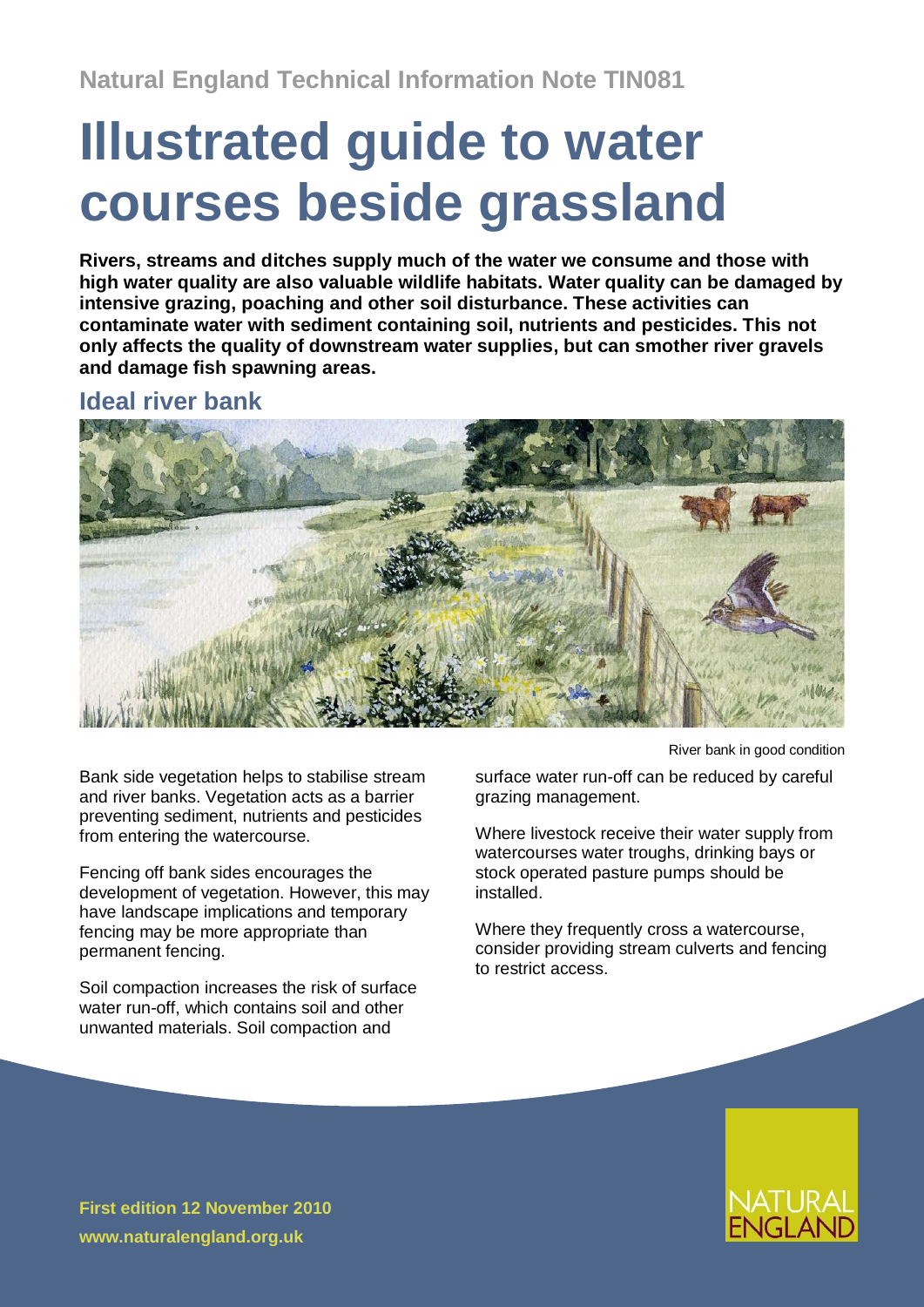Natural England Technical Information Note TIN081

# Illustrated guide to water courses beside grassland

**Rivers, streams and ditches supply much of the water we consume and those with high water quality are also valuable wildlife habitats. Water quality can be damaged by intensive grazing, poaching and other soil disturbance. These activities can contaminate water with sediment containing soil, nutrients and pesticides. This not only affects the quality of downstream water supplies, but can smother river gravels and damage fish spawning areas.**

## Ideal river bank

River bank in good condition

Bank side vegetation helps to stabilise stream and river banks. Vegetation acts as a barrier preventing sediment, nutrients and pesticides from entering the watercourse.

Fencing off bank sides encourages the development of vegetation. However, this may have landscape implications and temporary fencing may be more appropriate than permanent fencing.

Soil compaction increases the risk of surface water run-off, which contains soil and other unwanted materials. Soil compaction and surface water run-off can be reduced by careful grazing management.

Where livestock receive their water supply from watercourses water troughs, drinking bays or stock operated pasture pumps should be installed.

Where they frequently cross a watercourse, consider providing stream culverts and fencing to restrict access.

**First edition 12 November 2010**

**www.naturalengland.org.uk**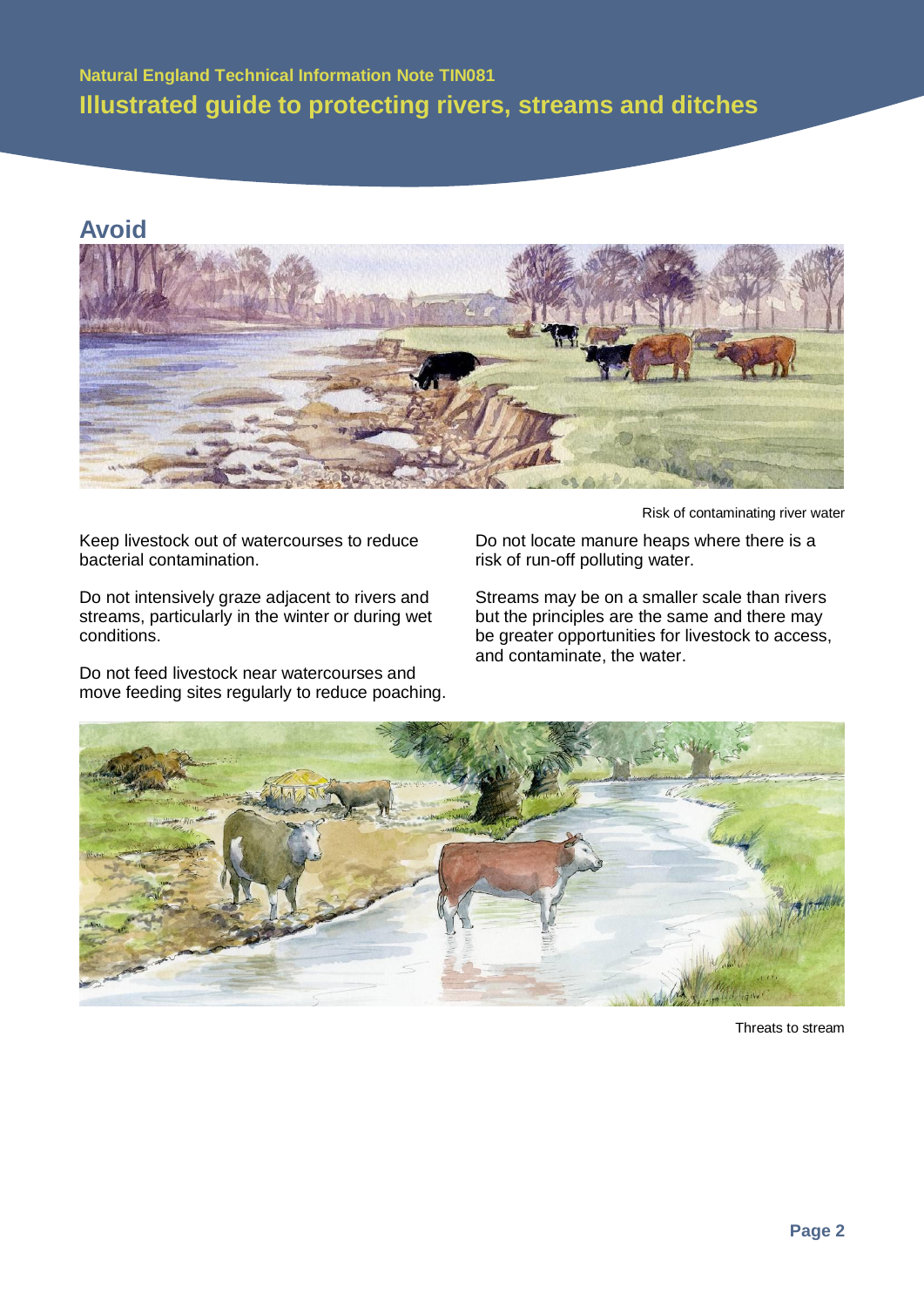## Avoid

Risk of contaminating river water

Keep livestock out of watercourses to reduce bacterial contamination.

Do not intensively graze adjacent to rivers and streams, particularly in the winter or during wet conditions.

Do not feed livestock near watercourses and move feeding sites regularly to reduce poaching.

Do not locate manure heaps where there is a risk of run-off polluting water.

Streams may be on a smaller scale than rivers but the principles are the same and there may be greater opportunities for livestock to access, and contaminate, the water.

Threats to stream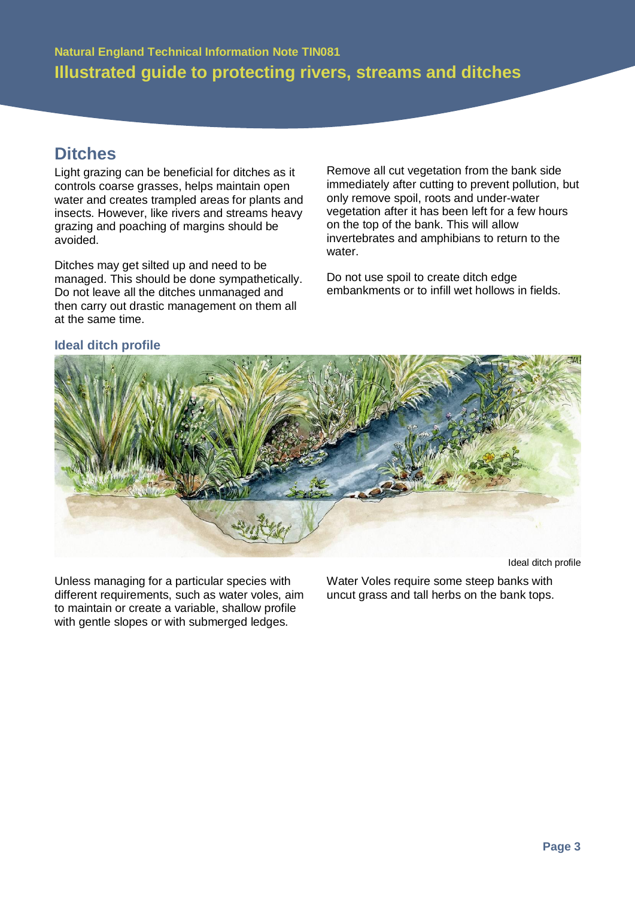## Ditches

Light grazing can be beneficial for ditches as it controls coarse grasses, helps maintain open water and creates trampled areas for plants and insects. However, like rivers and streams heavy grazing and poaching of margins should be avoided.

Ditches may get silted up and need to be managed. This should be done sympathetically. Do not leave all the ditches unmanaged and then carry out drastic management on them all at the same time.

Remove all cut vegetation from the bank side immediately after cutting to prevent pollution, but only remove spoil, roots and under-water vegetation after it has been left for a few hours on the top of the bank. This will allow invertebrates and amphibians to return to the water.

Do not use spoil to create ditch edge embankments or to infill wet hollows in fields.

### Ideal ditch profile

Ideal ditch profile

Unless managing for a particular species with different requirements, such as water voles, aim to maintain or create a variable, shallow profile with gentle slopes or with submerged ledges.

Water Voles require some steep banks with uncut grass and tall herbs on the bank tops.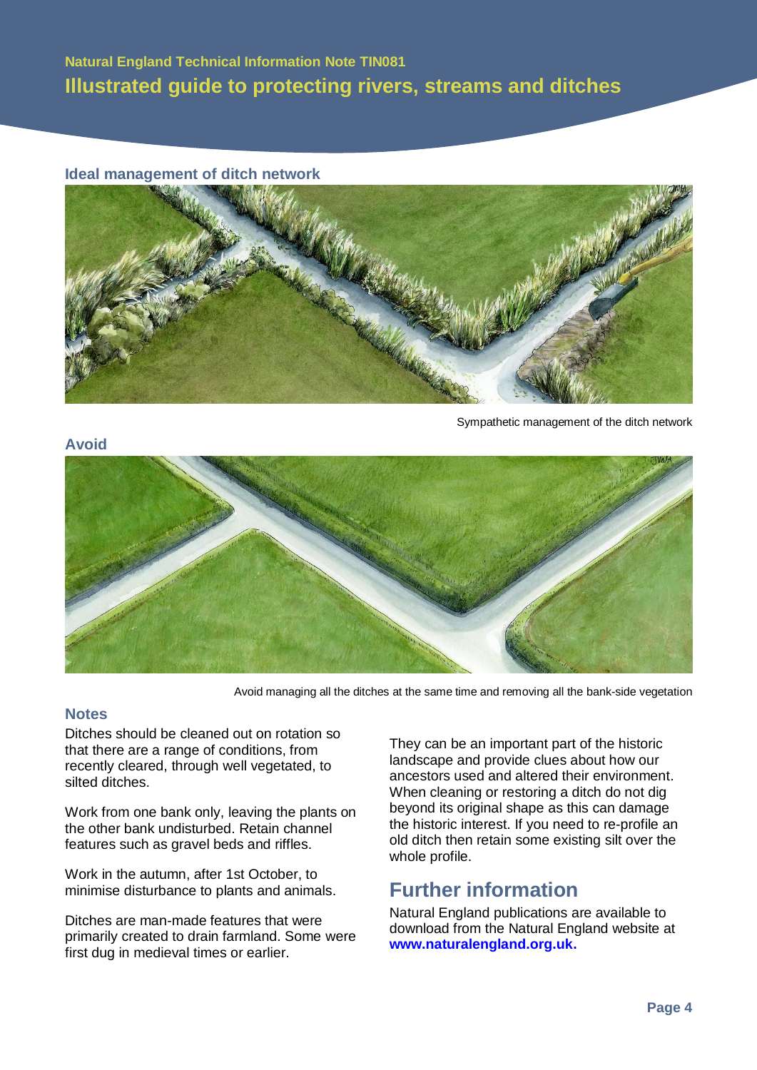## Ideal management of ditch network

Sympathetic management of the ditch network

## Avoid

Avoid managing all the ditches at the same time and removing all the bank-side vegetation

## Notes

Ditches should be cleaned out on rotation so that there are a range of conditions, from recently cleared, through well vegetated, to silted ditches.

Work from one bank only, leaving the plants on the other bank undisturbed. Retain channel features such as gravel beds and riffles.

Work in the autumn, after 1st October, to minimise disturbance to plants and animals.

Ditches are man-made features that were primarily created to drain farmland. Some were first dug in medieval times or earlier.

They can be an important part of the historic landscape and provide clues about how our ancestors used and altered their environment. When cleaning or restoring a ditch do not dig beyond its original shape as this can damage the historic interest. If you need to re-profile an old ditch then retain some existing silt over the whole profile.

# Further information

Natural England publications are available to download from the Natural England website at **www.naturalengland.org.uk.**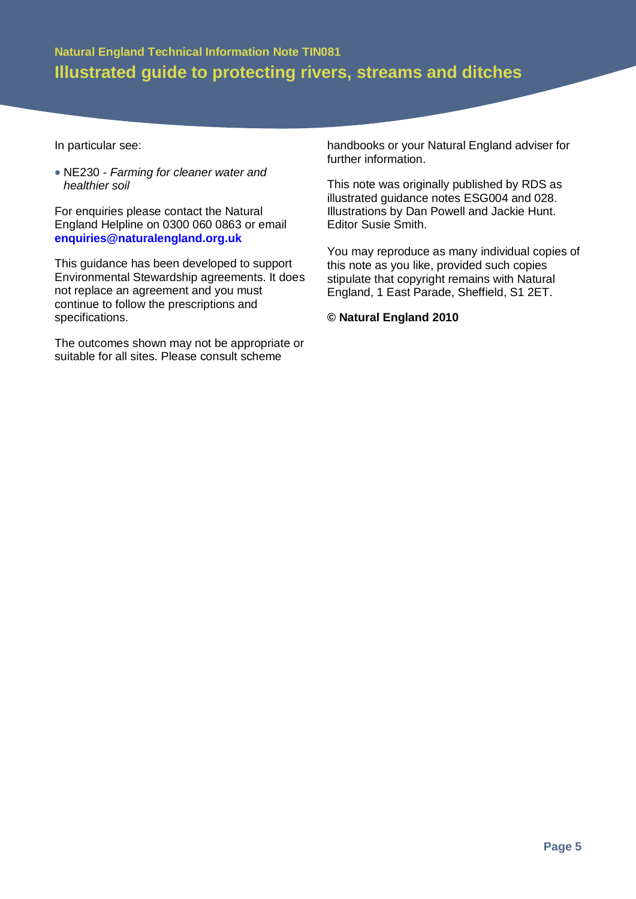In particular see:

- NE230 - *Farming for cleaner water and healthier soil*

For enquiries please contact the Natural England Helpline on 0300 060 0863 or email **enquiries@naturalengland.org.uk**

This guidance has been developed to support Environmental Stewardship agreements. It does not replace an agreement and you must continue to follow the prescriptions and specifications.

The outcomes shown may not be appropriate or suitable for all sites. Please consult scheme handbooks or your Natural England adviser for further information.

This note was originally published by RDS as illustrated guidance notes ESG004 and 028. Illustrations by Dan Powell and Jackie Hunt. Editor Susie Smith.

You may reproduce as many individual copies of this note as you like, provided such copies stipulate that copyright remains with Natural England, 1 East Parade, Sheffield, S1 2ET.

**© Natural England 2010**